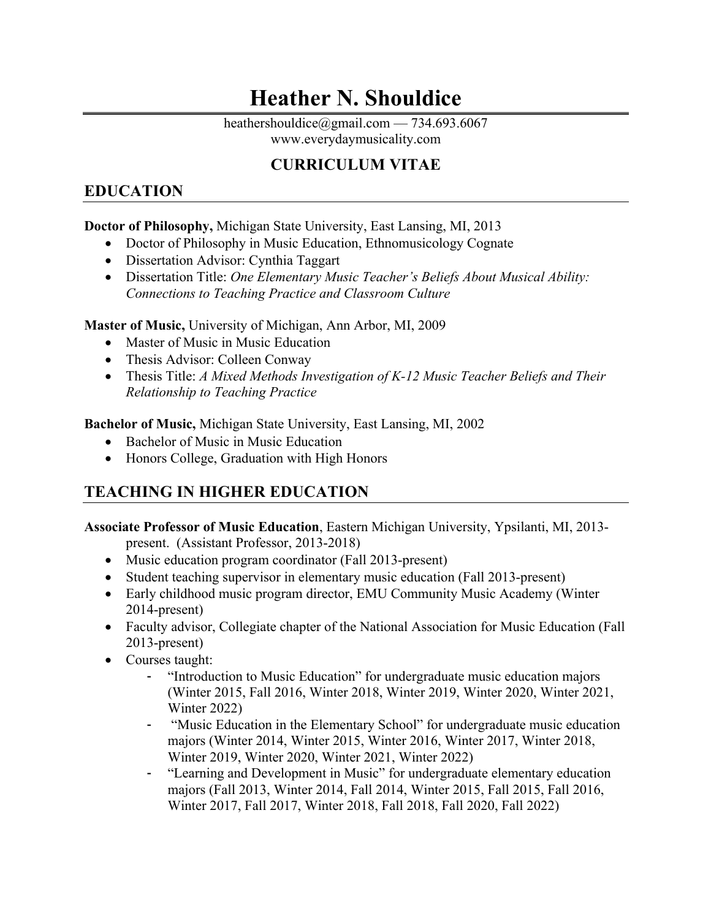# Heather N. Shouldice

heathershouldice@gmail.com — 734.693.6067
www.everydaymusicality.com

## CURRICULUM VITAE

## EDUCATION

**Doctor of Philosophy,** Michigan State University, East Lansing, MI, 2013

- Doctor of Philosophy in Music Education, Ethnomusicology Cognate
- Dissertation Advisor: Cynthia Taggart
- Dissertation Title: *One Elementary Music Teacher's Beliefs About Musical Ability: Connections to Teaching Practice and Classroom Culture*

**Master of Music,** University of Michigan, Ann Arbor, MI, 2009

- Master of Music in Music Education
- Thesis Advisor: Colleen Conway
- Thesis Title: *A Mixed Methods Investigation of K-12 Music Teacher Beliefs and Their Relationship to Teaching Practice*

**Bachelor of Music,** Michigan State University, East Lansing, MI, 2002

- Bachelor of Music in Music Education
- Honors College, Graduation with High Honors

## TEACHING IN HIGHER EDUCATION

**Associate Professor of Music Education**, Eastern Michigan University, Ypsilanti, MI, 2013-present. (Assistant Professor, 2013-2018)

- Music education program coordinator (Fall 2013-present)
- Student teaching supervisor in elementary music education (Fall 2013-present)
- Early childhood music program director, EMU Community Music Academy (Winter 2014-present)
- Faculty advisor, Collegiate chapter of the National Association for Music Education (Fall 2013-present)
- Courses taught:
  - "Introduction to Music Education" for undergraduate music education majors (Winter 2015, Fall 2016, Winter 2018, Winter 2019, Winter 2020, Winter 2021, Winter 2022)
  - "Music Education in the Elementary School" for undergraduate music education majors (Winter 2014, Winter 2015, Winter 2016, Winter 2017, Winter 2018, Winter 2019, Winter 2020, Winter 2021, Winter 2022)
  - "Learning and Development in Music" for undergraduate elementary education majors (Fall 2013, Winter 2014, Fall 2014, Winter 2015, Fall 2015, Fall 2016, Winter 2017, Fall 2017, Winter 2018, Fall 2018, Fall 2020, Fall 2022)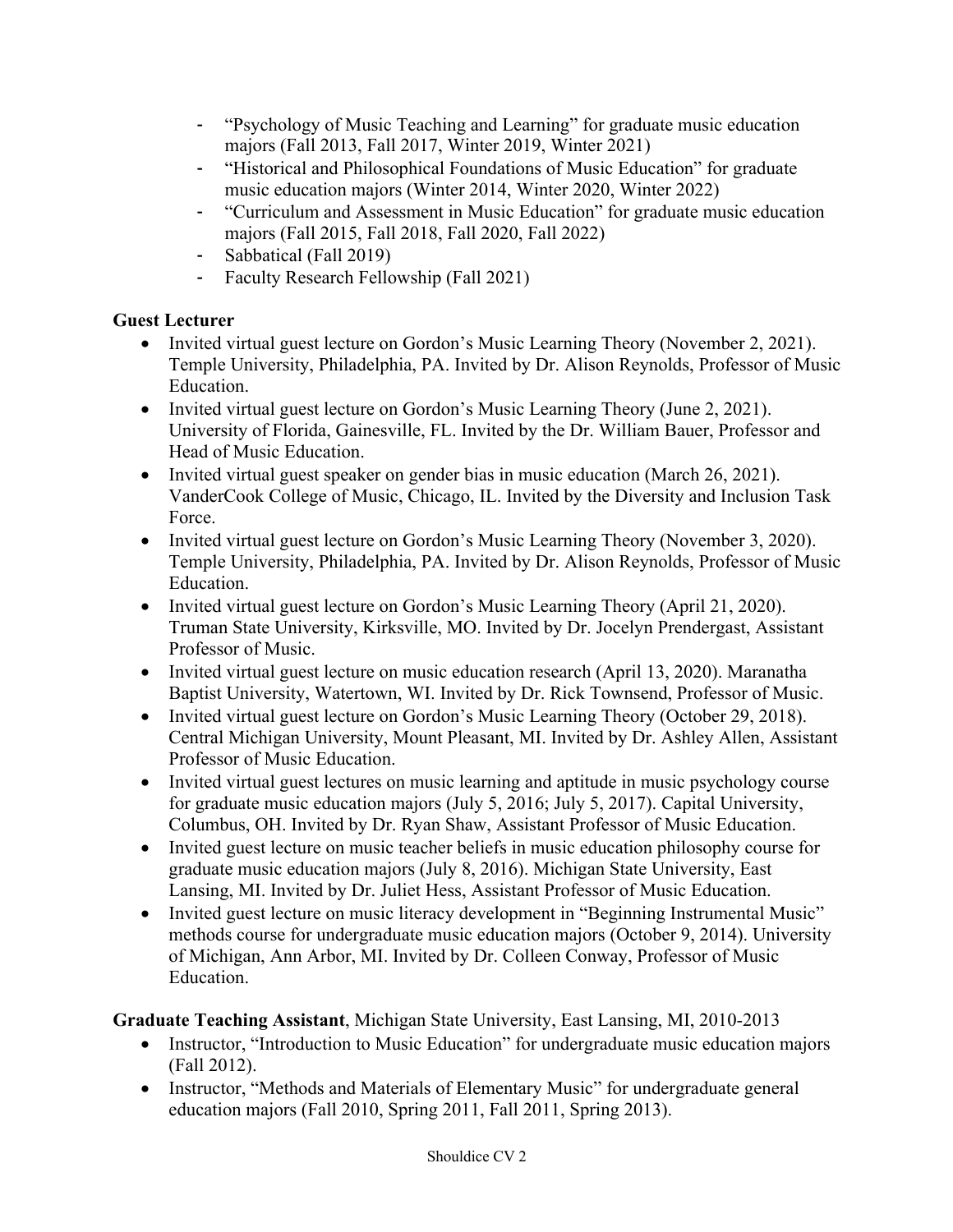- "Psychology of Music Teaching and Learning" for graduate music education majors (Fall 2013, Fall 2017, Winter 2019, Winter 2021)
- "Historical and Philosophical Foundations of Music Education" for graduate music education majors (Winter 2014, Winter 2020, Winter 2022)
- "Curriculum and Assessment in Music Education" for graduate music education majors (Fall 2015, Fall 2018, Fall 2020, Fall 2022)
- Sabbatical (Fall 2019)
- Faculty Research Fellowship (Fall 2021)

**Guest Lecturer**

- Invited virtual guest lecture on Gordon's Music Learning Theory (November 2, 2021). Temple University, Philadelphia, PA. Invited by Dr. Alison Reynolds, Professor of Music Education.
- Invited virtual guest lecture on Gordon's Music Learning Theory (June 2, 2021). University of Florida, Gainesville, FL. Invited by the Dr. William Bauer, Professor and Head of Music Education.
- Invited virtual guest speaker on gender bias in music education (March 26, 2021). VanderCook College of Music, Chicago, IL. Invited by the Diversity and Inclusion Task Force.
- Invited virtual guest lecture on Gordon's Music Learning Theory (November 3, 2020). Temple University, Philadelphia, PA. Invited by Dr. Alison Reynolds, Professor of Music Education.
- Invited virtual guest lecture on Gordon's Music Learning Theory (April 21, 2020). Truman State University, Kirksville, MO. Invited by Dr. Jocelyn Prendergast, Assistant Professor of Music.
- Invited virtual guest lecture on music education research (April 13, 2020). Maranatha Baptist University, Watertown, WI. Invited by Dr. Rick Townsend, Professor of Music.
- Invited virtual guest lecture on Gordon's Music Learning Theory (October 29, 2018). Central Michigan University, Mount Pleasant, MI. Invited by Dr. Ashley Allen, Assistant Professor of Music Education.
- Invited virtual guest lectures on music learning and aptitude in music psychology course for graduate music education majors (July 5, 2016; July 5, 2017). Capital University, Columbus, OH. Invited by Dr. Ryan Shaw, Assistant Professor of Music Education.
- Invited guest lecture on music teacher beliefs in music education philosophy course for graduate music education majors (July 8, 2016). Michigan State University, East Lansing, MI. Invited by Dr. Juliet Hess, Assistant Professor of Music Education.
- Invited guest lecture on music literacy development in "Beginning Instrumental Music" methods course for undergraduate music education majors (October 9, 2014). University of Michigan, Ann Arbor, MI. Invited by Dr. Colleen Conway, Professor of Music Education.

**Graduate Teaching Assistant**, Michigan State University, East Lansing, MI, 2010-2013

- Instructor, "Introduction to Music Education" for undergraduate music education majors (Fall 2012).
- Instructor, "Methods and Materials of Elementary Music" for undergraduate general education majors (Fall 2010, Spring 2011, Fall 2011, Spring 2013).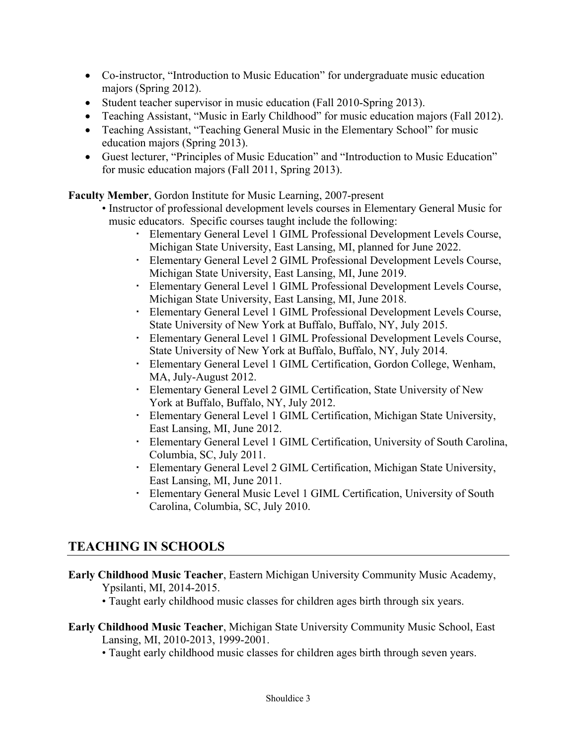- Co-instructor, "Introduction to Music Education" for undergraduate music education majors (Spring 2012).
- Student teacher supervisor in music education (Fall 2010-Spring 2013).
- Teaching Assistant, "Music in Early Childhood" for music education majors (Fall 2012).
- Teaching Assistant, "Teaching General Music in the Elementary School" for music education majors (Spring 2013).
- Guest lecturer, "Principles of Music Education" and "Introduction to Music Education" for music education majors (Fall 2011, Spring 2013).

**Faculty Member**, Gordon Institute for Music Learning, 2007-present

- Instructor of professional development levels courses in Elementary General Music for music educators. Specific courses taught include the following:
  - Elementary General Level 1 GIML Professional Development Levels Course, Michigan State University, East Lansing, MI, planned for June 2022.
  - Elementary General Level 2 GIML Professional Development Levels Course, Michigan State University, East Lansing, MI, June 2019.
  - Elementary General Level 1 GIML Professional Development Levels Course, Michigan State University, East Lansing, MI, June 2018.
  - Elementary General Level 1 GIML Professional Development Levels Course, State University of New York at Buffalo, Buffalo, NY, July 2015.
  - Elementary General Level 1 GIML Professional Development Levels Course, State University of New York at Buffalo, Buffalo, NY, July 2014.
  - Elementary General Level 1 GIML Certification, Gordon College, Wenham, MA, July-August 2012.
  - Elementary General Level 2 GIML Certification, State University of New York at Buffalo, Buffalo, NY, July 2012.
  - Elementary General Level 1 GIML Certification, Michigan State University, East Lansing, MI, June 2012.
  - Elementary General Level 1 GIML Certification, University of South Carolina, Columbia, SC, July 2011.
  - Elementary General Level 2 GIML Certification, Michigan State University, East Lansing, MI, June 2011.
  - Elementary General Music Level 1 GIML Certification, University of South Carolina, Columbia, SC, July 2010.

## TEACHING IN SCHOOLS

**Early Childhood Music Teacher**, Eastern Michigan University Community Music Academy, Ypsilanti, MI, 2014-2015.

- Taught early childhood music classes for children ages birth through six years.

**Early Childhood Music Teacher**, Michigan State University Community Music School, East Lansing, MI, 2010-2013, 1999-2001.

- Taught early childhood music classes for children ages birth through seven years.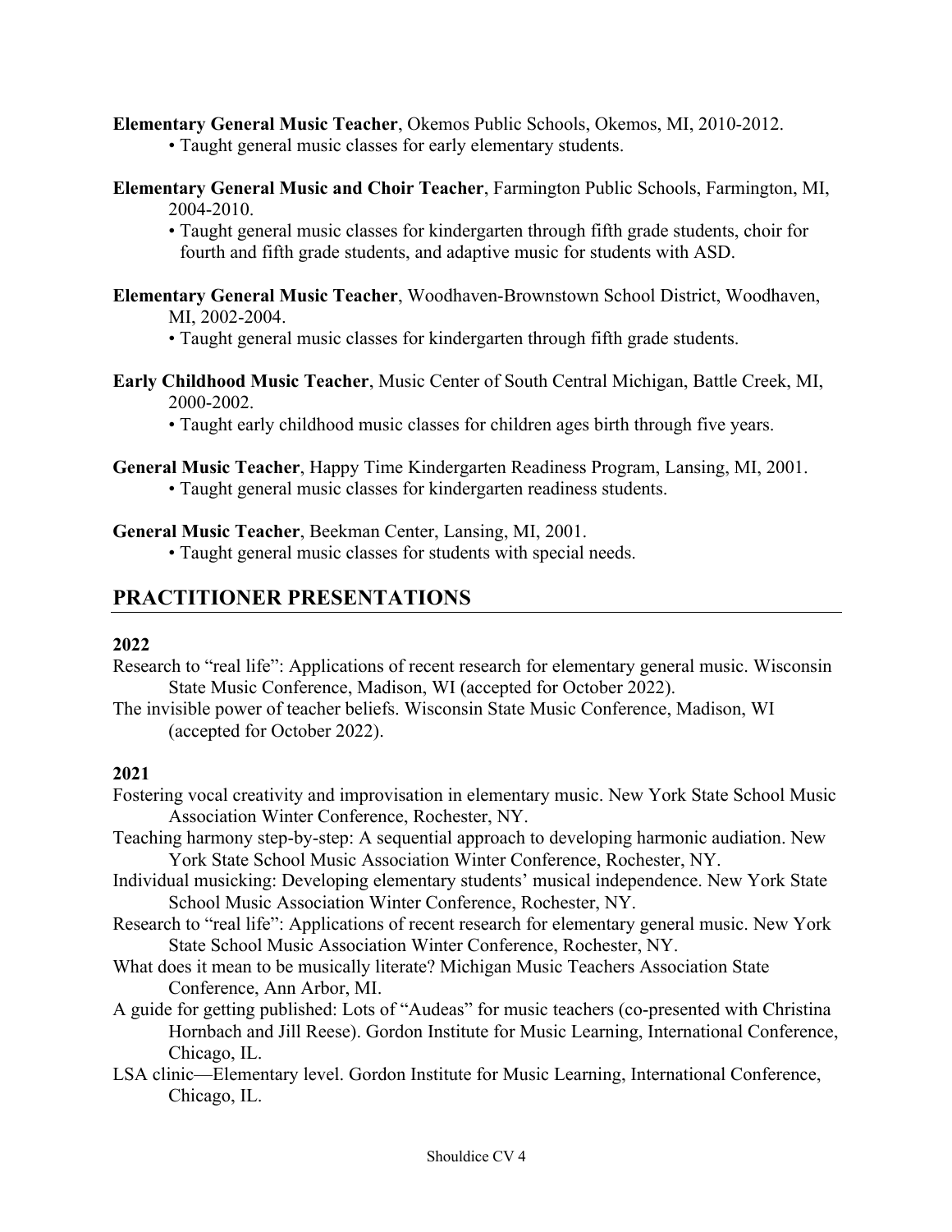**Elementary General Music Teacher**, Okemos Public Schools, Okemos, MI, 2010-2012.

- Taught general music classes for early elementary students.

**Elementary General Music and Choir Teacher**, Farmington Public Schools, Farmington, MI, 2004-2010.

- Taught general music classes for kindergarten through fifth grade students, choir for fourth and fifth grade students, and adaptive music for students with ASD.

**Elementary General Music Teacher**, Woodhaven-Brownstown School District, Woodhaven, MI, 2002-2004.

- Taught general music classes for kindergarten through fifth grade students.

**Early Childhood Music Teacher**, Music Center of South Central Michigan, Battle Creek, MI, 2000-2002.

- Taught early childhood music classes for children ages birth through five years.

**General Music Teacher**, Happy Time Kindergarten Readiness Program, Lansing, MI, 2001.

- Taught general music classes for kindergarten readiness students.

**General Music Teacher**, Beekman Center, Lansing, MI, 2001.

- Taught general music classes for students with special needs.

## PRACTITIONER PRESENTATIONS

**2022**

Research to "real life": Applications of recent research for elementary general music. Wisconsin State Music Conference, Madison, WI (accepted for October 2022).

The invisible power of teacher beliefs. Wisconsin State Music Conference, Madison, WI (accepted for October 2022).

**2021**

Fostering vocal creativity and improvisation in elementary music. New York State School Music Association Winter Conference, Rochester, NY.

Teaching harmony step-by-step: A sequential approach to developing harmonic audiation. New York State School Music Association Winter Conference, Rochester, NY.

Individual musicking: Developing elementary students' musical independence. New York State School Music Association Winter Conference, Rochester, NY.

Research to "real life": Applications of recent research for elementary general music. New York State School Music Association Winter Conference, Rochester, NY.

What does it mean to be musically literate? Michigan Music Teachers Association State Conference, Ann Arbor, MI.

A guide for getting published: Lots of "Audeas" for music teachers (co-presented with Christina Hornbach and Jill Reese). Gordon Institute for Music Learning, International Conference, Chicago, IL.

LSA clinic—Elementary level. Gordon Institute for Music Learning, International Conference, Chicago, IL.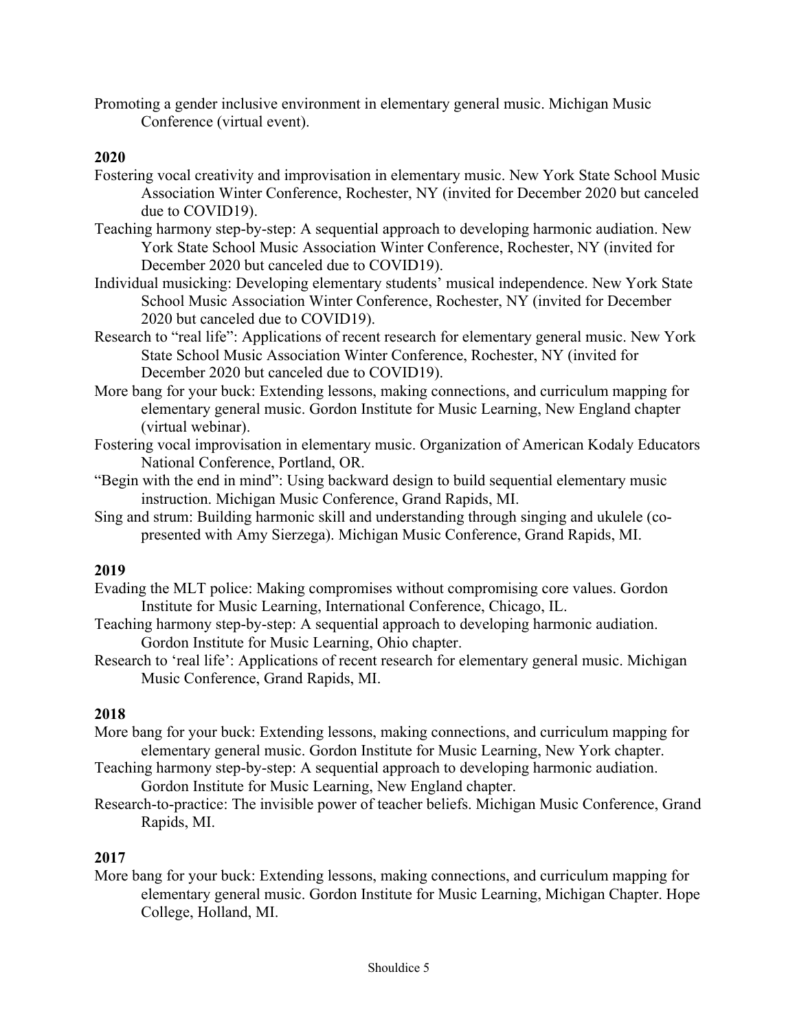Promoting a gender inclusive environment in elementary general music. Michigan Music Conference (virtual event).

**2020**

Fostering vocal creativity and improvisation in elementary music. New York State School Music Association Winter Conference, Rochester, NY (invited for December 2020 but canceled due to COVID19).

Teaching harmony step-by-step: A sequential approach to developing harmonic audiation. New York State School Music Association Winter Conference, Rochester, NY (invited for December 2020 but canceled due to COVID19).

Individual musicking: Developing elementary students' musical independence. New York State School Music Association Winter Conference, Rochester, NY (invited for December 2020 but canceled due to COVID19).

Research to "real life": Applications of recent research for elementary general music. New York State School Music Association Winter Conference, Rochester, NY (invited for December 2020 but canceled due to COVID19).

More bang for your buck: Extending lessons, making connections, and curriculum mapping for elementary general music. Gordon Institute for Music Learning, New England chapter (virtual webinar).

Fostering vocal improvisation in elementary music. Organization of American Kodaly Educators National Conference, Portland, OR.

"Begin with the end in mind": Using backward design to build sequential elementary music instruction. Michigan Music Conference, Grand Rapids, MI.

Sing and strum: Building harmonic skill and understanding through singing and ukulele (co-presented with Amy Sierzega). Michigan Music Conference, Grand Rapids, MI.

**2019**

Evading the MLT police: Making compromises without compromising core values. Gordon Institute for Music Learning, International Conference, Chicago, IL.

Teaching harmony step-by-step: A sequential approach to developing harmonic audiation. Gordon Institute for Music Learning, Ohio chapter.

Research to 'real life': Applications of recent research for elementary general music. Michigan Music Conference, Grand Rapids, MI.

**2018**

More bang for your buck: Extending lessons, making connections, and curriculum mapping for elementary general music. Gordon Institute for Music Learning, New York chapter.

Teaching harmony step-by-step: A sequential approach to developing harmonic audiation. Gordon Institute for Music Learning, New England chapter.

Research-to-practice: The invisible power of teacher beliefs. Michigan Music Conference, Grand Rapids, MI.

**2017**

More bang for your buck: Extending lessons, making connections, and curriculum mapping for elementary general music. Gordon Institute for Music Learning, Michigan Chapter. Hope College, Holland, MI.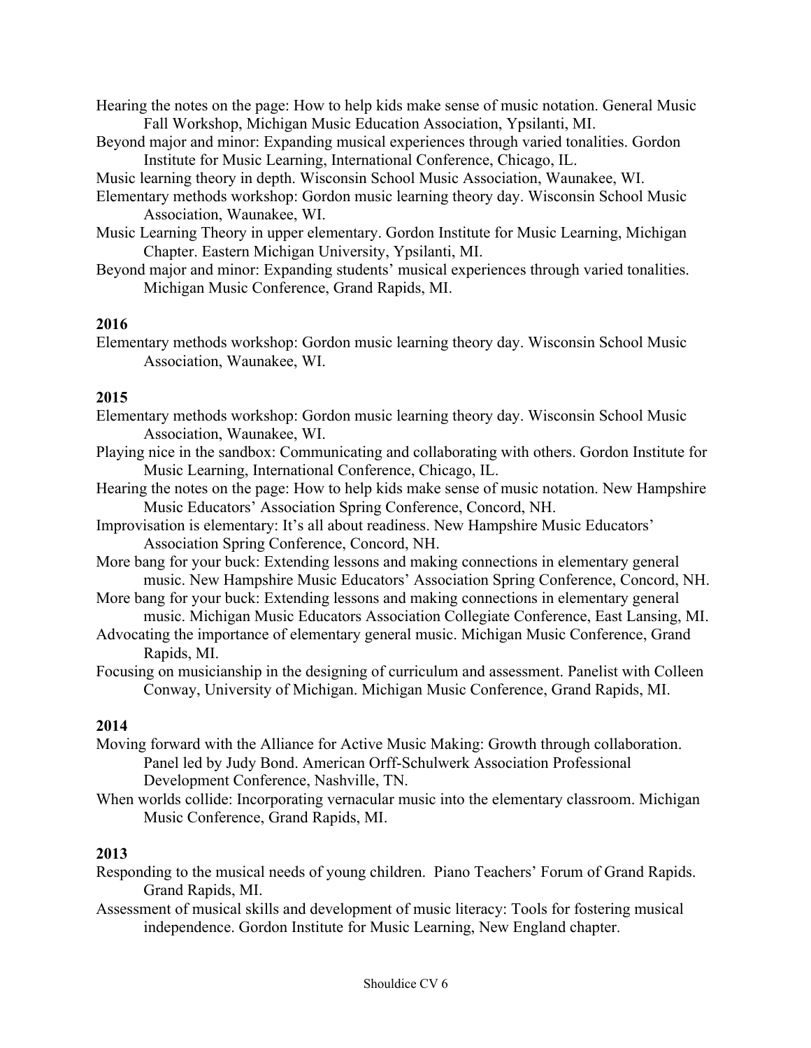Hearing the notes on the page: How to help kids make sense of music notation. General Music Fall Workshop, Michigan Music Education Association, Ypsilanti, MI.

Beyond major and minor: Expanding musical experiences through varied tonalities. Gordon Institute for Music Learning, International Conference, Chicago, IL.

Music learning theory in depth. Wisconsin School Music Association, Waunakee, WI.

Elementary methods workshop: Gordon music learning theory day. Wisconsin School Music Association, Waunakee, WI.

Music Learning Theory in upper elementary. Gordon Institute for Music Learning, Michigan Chapter. Eastern Michigan University, Ypsilanti, MI.

Beyond major and minor: Expanding students' musical experiences through varied tonalities. Michigan Music Conference, Grand Rapids, MI.

**2016**

Elementary methods workshop: Gordon music learning theory day. Wisconsin School Music Association, Waunakee, WI.

**2015**

Elementary methods workshop: Gordon music learning theory day. Wisconsin School Music Association, Waunakee, WI.

Playing nice in the sandbox: Communicating and collaborating with others. Gordon Institute for Music Learning, International Conference, Chicago, IL.

Hearing the notes on the page: How to help kids make sense of music notation. New Hampshire Music Educators' Association Spring Conference, Concord, NH.

Improvisation is elementary: It's all about readiness. New Hampshire Music Educators' Association Spring Conference, Concord, NH.

More bang for your buck: Extending lessons and making connections in elementary general music. New Hampshire Music Educators' Association Spring Conference, Concord, NH.

More bang for your buck: Extending lessons and making connections in elementary general music. Michigan Music Educators Association Collegiate Conference, East Lansing, MI.

Advocating the importance of elementary general music. Michigan Music Conference, Grand Rapids, MI.

Focusing on musicianship in the designing of curriculum and assessment. Panelist with Colleen Conway, University of Michigan. Michigan Music Conference, Grand Rapids, MI.

**2014**

Moving forward with the Alliance for Active Music Making: Growth through collaboration. Panel led by Judy Bond. American Orff-Schulwerk Association Professional Development Conference, Nashville, TN.

When worlds collide: Incorporating vernacular music into the elementary classroom. Michigan Music Conference, Grand Rapids, MI.

**2013**

Responding to the musical needs of young children. Piano Teachers' Forum of Grand Rapids. Grand Rapids, MI.

Assessment of musical skills and development of music literacy: Tools for fostering musical independence. Gordon Institute for Music Learning, New England chapter.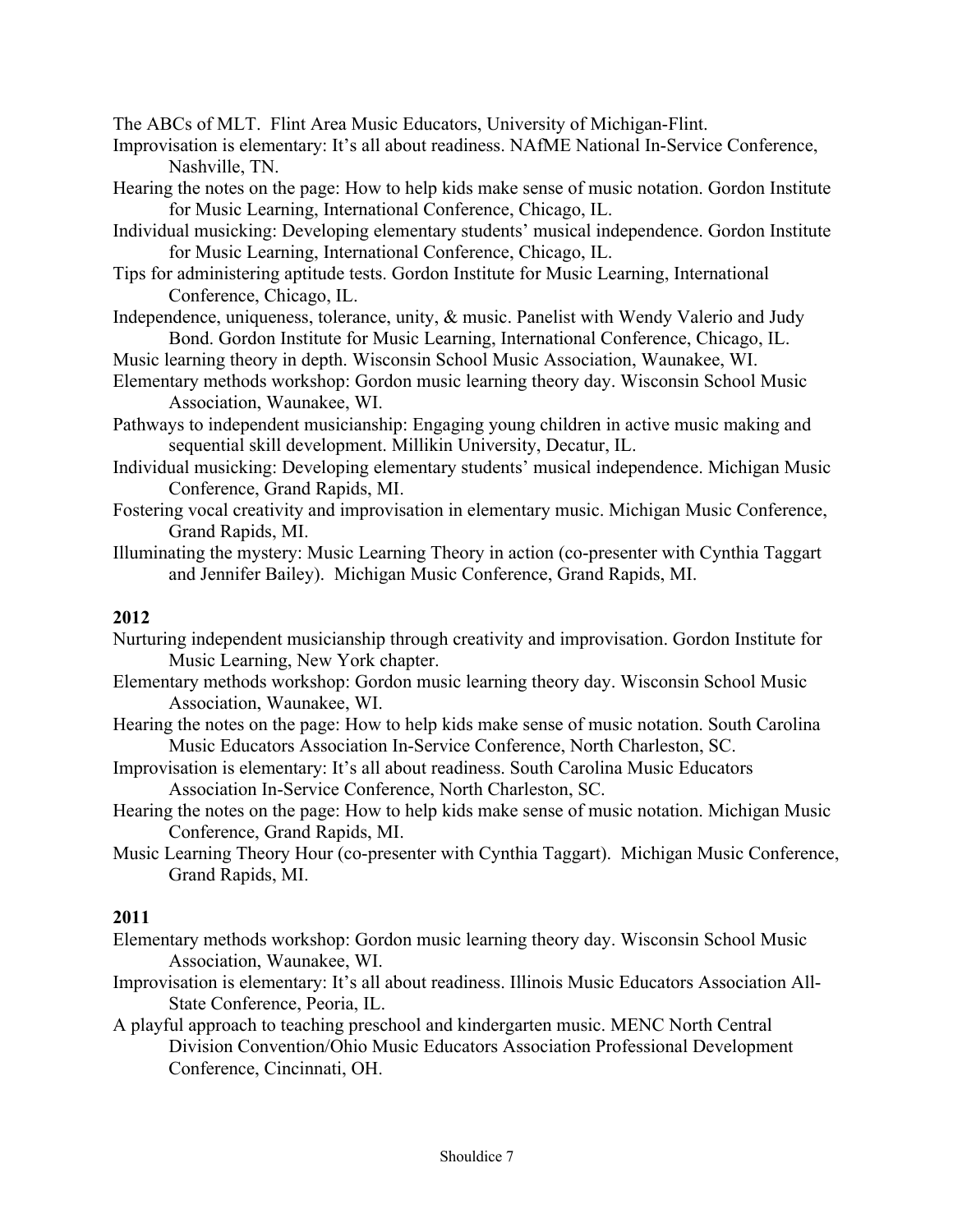The ABCs of MLT. Flint Area Music Educators, University of Michigan-Flint.

Improvisation is elementary: It's all about readiness. NAfME National In-Service Conference, Nashville, TN.

Hearing the notes on the page: How to help kids make sense of music notation. Gordon Institute for Music Learning, International Conference, Chicago, IL.

Individual musicking: Developing elementary students' musical independence. Gordon Institute for Music Learning, International Conference, Chicago, IL.

Tips for administering aptitude tests. Gordon Institute for Music Learning, International Conference, Chicago, IL.

Independence, uniqueness, tolerance, unity, & music. Panelist with Wendy Valerio and Judy Bond. Gordon Institute for Music Learning, International Conference, Chicago, IL.

Music learning theory in depth. Wisconsin School Music Association, Waunakee, WI.

Elementary methods workshop: Gordon music learning theory day. Wisconsin School Music Association, Waunakee, WI.

Pathways to independent musicianship: Engaging young children in active music making and sequential skill development. Millikin University, Decatur, IL.

Individual musicking: Developing elementary students' musical independence. Michigan Music Conference, Grand Rapids, MI.

Fostering vocal creativity and improvisation in elementary music. Michigan Music Conference, Grand Rapids, MI.

Illuminating the mystery: Music Learning Theory in action (co-presenter with Cynthia Taggart and Jennifer Bailey). Michigan Music Conference, Grand Rapids, MI.

**2012**

Nurturing independent musicianship through creativity and improvisation. Gordon Institute for Music Learning, New York chapter.

Elementary methods workshop: Gordon music learning theory day. Wisconsin School Music Association, Waunakee, WI.

Hearing the notes on the page: How to help kids make sense of music notation. South Carolina Music Educators Association In-Service Conference, North Charleston, SC.

Improvisation is elementary: It's all about readiness. South Carolina Music Educators Association In-Service Conference, North Charleston, SC.

Hearing the notes on the page: How to help kids make sense of music notation. Michigan Music Conference, Grand Rapids, MI.

Music Learning Theory Hour (co-presenter with Cynthia Taggart). Michigan Music Conference, Grand Rapids, MI.

**2011**

Elementary methods workshop: Gordon music learning theory day. Wisconsin School Music Association, Waunakee, WI.

Improvisation is elementary: It's all about readiness. Illinois Music Educators Association All-State Conference, Peoria, IL.

A playful approach to teaching preschool and kindergarten music. MENC North Central Division Convention/Ohio Music Educators Association Professional Development Conference, Cincinnati, OH.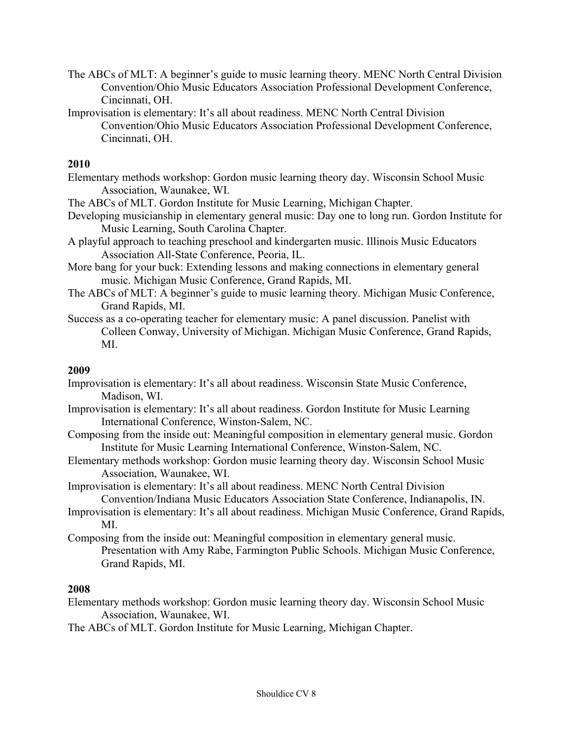The ABCs of MLT: A beginner's guide to music learning theory. MENC North Central Division Convention/Ohio Music Educators Association Professional Development Conference, Cincinnati, OH.

Improvisation is elementary: It's all about readiness. MENC North Central Division Convention/Ohio Music Educators Association Professional Development Conference, Cincinnati, OH.

**2010**

Elementary methods workshop: Gordon music learning theory day. Wisconsin School Music Association, Waunakee, WI.

The ABCs of MLT. Gordon Institute for Music Learning, Michigan Chapter.

Developing musicianship in elementary general music: Day one to long run. Gordon Institute for Music Learning, South Carolina Chapter.

A playful approach to teaching preschool and kindergarten music. Illinois Music Educators Association All-State Conference, Peoria, IL.

More bang for your buck: Extending lessons and making connections in elementary general music. Michigan Music Conference, Grand Rapids, MI.

The ABCs of MLT: A beginner's guide to music learning theory. Michigan Music Conference, Grand Rapids, MI.

Success as a co-operating teacher for elementary music: A panel discussion. Panelist with Colleen Conway, University of Michigan. Michigan Music Conference, Grand Rapids, MI.

**2009**

Improvisation is elementary: It's all about readiness. Wisconsin State Music Conference, Madison, WI.

Improvisation is elementary: It's all about readiness. Gordon Institute for Music Learning International Conference, Winston-Salem, NC.

Composing from the inside out: Meaningful composition in elementary general music. Gordon Institute for Music Learning International Conference, Winston-Salem, NC.

Elementary methods workshop: Gordon music learning theory day. Wisconsin School Music Association, Waunakee, WI.

Improvisation is elementary: It's all about readiness. MENC North Central Division Convention/Indiana Music Educators Association State Conference, Indianapolis, IN.

Improvisation is elementary: It's all about readiness. Michigan Music Conference, Grand Rapids, MI.

Composing from the inside out: Meaningful composition in elementary general music. Presentation with Amy Rabe, Farmington Public Schools. Michigan Music Conference, Grand Rapids, MI.

**2008**

Elementary methods workshop: Gordon music learning theory day. Wisconsin School Music Association, Waunakee, WI.

The ABCs of MLT. Gordon Institute for Music Learning, Michigan Chapter.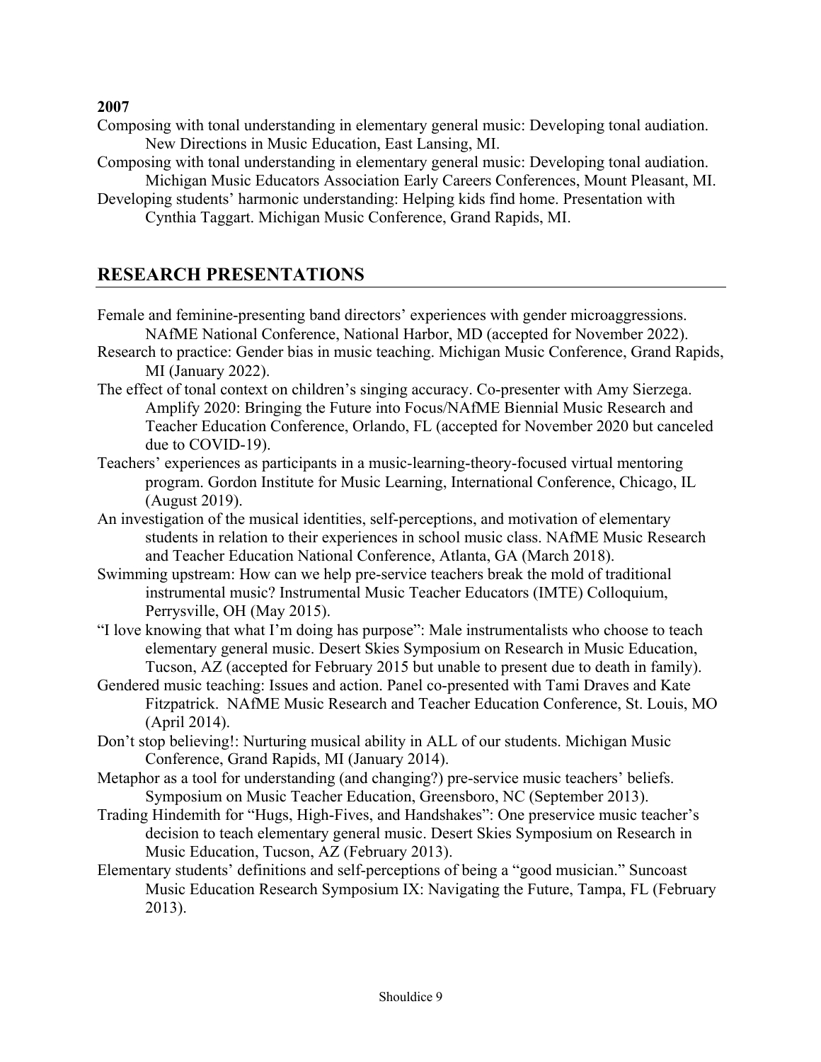**2007**

Composing with tonal understanding in elementary general music: Developing tonal audiation. New Directions in Music Education, East Lansing, MI.

Composing with tonal understanding in elementary general music: Developing tonal audiation. Michigan Music Educators Association Early Careers Conferences, Mount Pleasant, MI.

Developing students' harmonic understanding: Helping kids find home. Presentation with Cynthia Taggart. Michigan Music Conference, Grand Rapids, MI.

## RESEARCH PRESENTATIONS

Female and feminine-presenting band directors' experiences with gender microaggressions. NAfME National Conference, National Harbor, MD (accepted for November 2022).

Research to practice: Gender bias in music teaching. Michigan Music Conference, Grand Rapids, MI (January 2022).

The effect of tonal context on children's singing accuracy. Co-presenter with Amy Sierzega. Amplify 2020: Bringing the Future into Focus/NAfME Biennial Music Research and Teacher Education Conference, Orlando, FL (accepted for November 2020 but canceled due to COVID-19).

Teachers' experiences as participants in a music-learning-theory-focused virtual mentoring program. Gordon Institute for Music Learning, International Conference, Chicago, IL (August 2019).

An investigation of the musical identities, self-perceptions, and motivation of elementary students in relation to their experiences in school music class. NAfME Music Research and Teacher Education National Conference, Atlanta, GA (March 2018).

Swimming upstream: How can we help pre-service teachers break the mold of traditional instrumental music? Instrumental Music Teacher Educators (IMTE) Colloquium, Perrysville, OH (May 2015).

"I love knowing that what I'm doing has purpose": Male instrumentalists who choose to teach elementary general music. Desert Skies Symposium on Research in Music Education, Tucson, AZ (accepted for February 2015 but unable to present due to death in family).

Gendered music teaching: Issues and action. Panel co-presented with Tami Draves and Kate Fitzpatrick. NAfME Music Research and Teacher Education Conference, St. Louis, MO (April 2014).

Don't stop believing!: Nurturing musical ability in ALL of our students. Michigan Music Conference, Grand Rapids, MI (January 2014).

Metaphor as a tool for understanding (and changing?) pre-service music teachers' beliefs. Symposium on Music Teacher Education, Greensboro, NC (September 2013).

Trading Hindemith for "Hugs, High-Fives, and Handshakes": One preservice music teacher's decision to teach elementary general music. Desert Skies Symposium on Research in Music Education, Tucson, AZ (February 2013).

Elementary students' definitions and self-perceptions of being a "good musician." Suncoast Music Education Research Symposium IX: Navigating the Future, Tampa, FL (February 2013).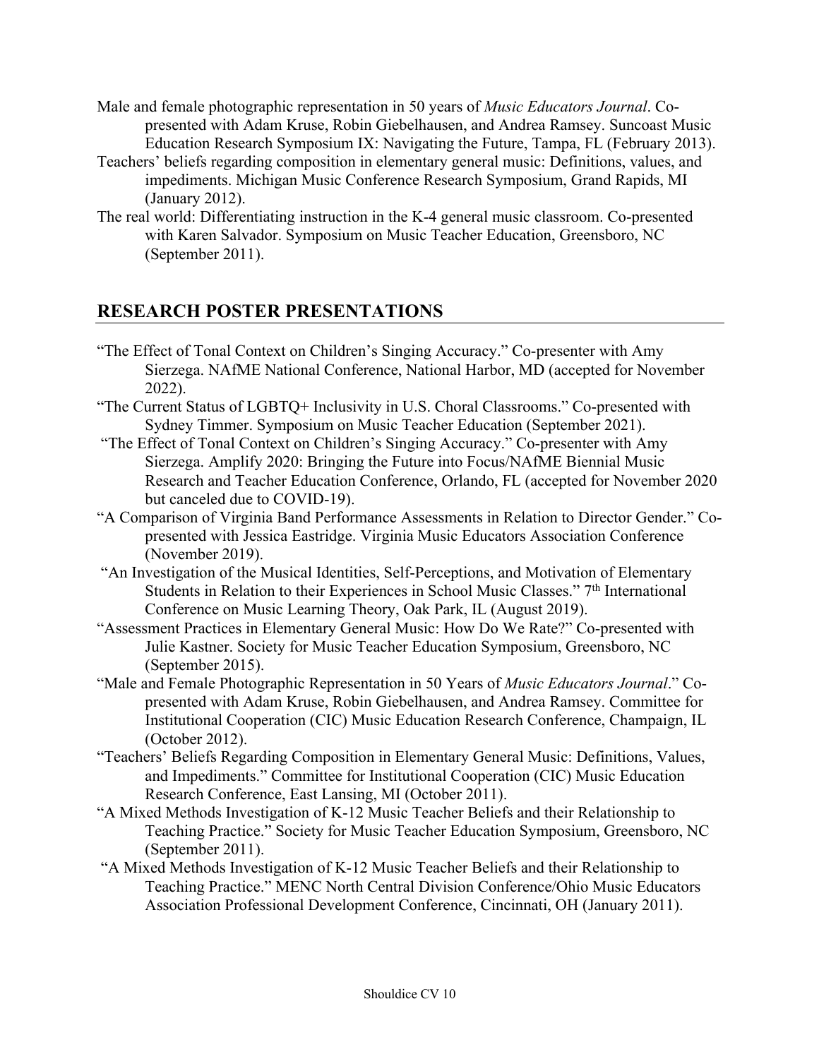Male and female photographic representation in 50 years of *Music Educators Journal*. Co-presented with Adam Kruse, Robin Giebelhausen, and Andrea Ramsey. Suncoast Music Education Research Symposium IX: Navigating the Future, Tampa, FL (February 2013).

Teachers' beliefs regarding composition in elementary general music: Definitions, values, and impediments. Michigan Music Conference Research Symposium, Grand Rapids, MI (January 2012).

The real world: Differentiating instruction in the K-4 general music classroom. Co-presented with Karen Salvador. Symposium on Music Teacher Education, Greensboro, NC (September 2011).

## RESEARCH POSTER PRESENTATIONS

"The Effect of Tonal Context on Children's Singing Accuracy." Co-presenter with Amy Sierzega. NAfME National Conference, National Harbor, MD (accepted for November 2022).

"The Current Status of LGBTQ+ Inclusivity in U.S. Choral Classrooms." Co-presented with Sydney Timmer. Symposium on Music Teacher Education (September 2021).

"The Effect of Tonal Context on Children's Singing Accuracy." Co-presenter with Amy Sierzega. Amplify 2020: Bringing the Future into Focus/NAfME Biennial Music Research and Teacher Education Conference, Orlando, FL (accepted for November 2020 but canceled due to COVID-19).

"A Comparison of Virginia Band Performance Assessments in Relation to Director Gender." Co-presented with Jessica Eastridge. Virginia Music Educators Association Conference (November 2019).

"An Investigation of the Musical Identities, Self-Perceptions, and Motivation of Elementary Students in Relation to their Experiences in School Music Classes." 7th International Conference on Music Learning Theory, Oak Park, IL (August 2019).

"Assessment Practices in Elementary General Music: How Do We Rate?" Co-presented with Julie Kastner. Society for Music Teacher Education Symposium, Greensboro, NC (September 2015).

"Male and Female Photographic Representation in 50 Years of *Music Educators Journal*." Co-presented with Adam Kruse, Robin Giebelhausen, and Andrea Ramsey. Committee for Institutional Cooperation (CIC) Music Education Research Conference, Champaign, IL (October 2012).

"Teachers' Beliefs Regarding Composition in Elementary General Music: Definitions, Values, and Impediments." Committee for Institutional Cooperation (CIC) Music Education Research Conference, East Lansing, MI (October 2011).

"A Mixed Methods Investigation of K-12 Music Teacher Beliefs and their Relationship to Teaching Practice." Society for Music Teacher Education Symposium, Greensboro, NC (September 2011).

"A Mixed Methods Investigation of K-12 Music Teacher Beliefs and their Relationship to Teaching Practice." MENC North Central Division Conference/Ohio Music Educators Association Professional Development Conference, Cincinnati, OH (January 2011).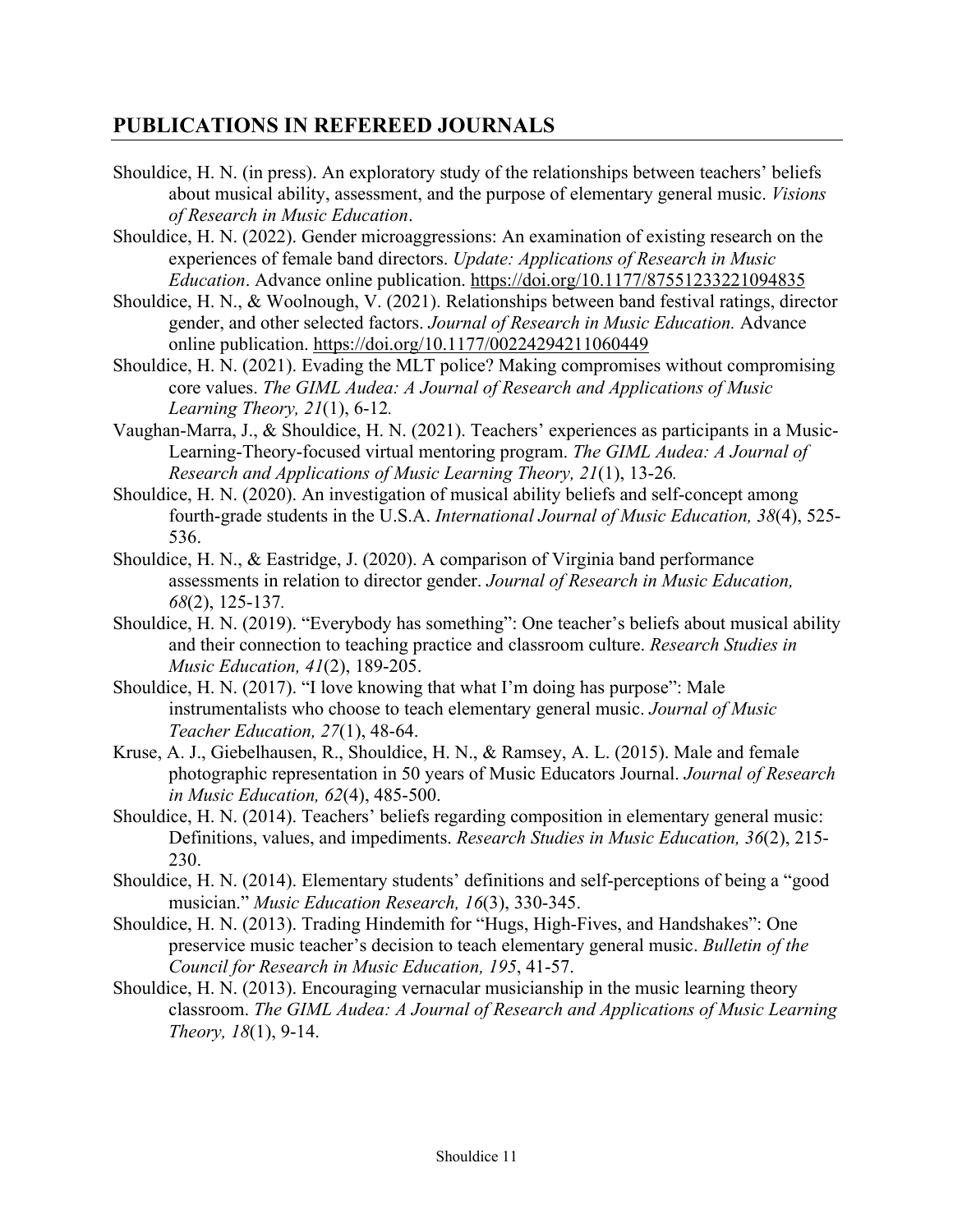## PUBLICATIONS IN REFEREED JOURNALS

Shouldice, H. N. (in press). An exploratory study of the relationships between teachers' beliefs about musical ability, assessment, and the purpose of elementary general music. *Visions of Research in Music Education*.

Shouldice, H. N. (2022). Gender microaggressions: An examination of existing research on the experiences of female band directors. *Update: Applications of Research in Music Education*. Advance online publication. https://doi.org/10.1177/87551233221094835

Shouldice, H. N., & Woolnough, V. (2021). Relationships between band festival ratings, director gender, and other selected factors. *Journal of Research in Music Education.* Advance online publication. https://doi.org/10.1177/00224294211060449

Shouldice, H. N. (2021). Evading the MLT police? Making compromises without compromising core values. *The GIML Audea: A Journal of Research and Applications of Music Learning Theory, 21*(1), 6-12*.*

Vaughan-Marra, J., & Shouldice, H. N. (2021). Teachers' experiences as participants in a Music-Learning-Theory-focused virtual mentoring program. *The GIML Audea: A Journal of Research and Applications of Music Learning Theory, 21*(1), 13-26*.*

Shouldice, H. N. (2020). An investigation of musical ability beliefs and self-concept among fourth-grade students in the U.S.A. *International Journal of Music Education, 38*(4), 525-536.

Shouldice, H. N., & Eastridge, J. (2020). A comparison of Virginia band performance assessments in relation to director gender. *Journal of Research in Music Education, 68*(2), 125-137*.*

Shouldice, H. N. (2019). "Everybody has something": One teacher's beliefs about musical ability and their connection to teaching practice and classroom culture. *Research Studies in Music Education, 41*(2), 189-205.

Shouldice, H. N. (2017). "I love knowing that what I'm doing has purpose": Male instrumentalists who choose to teach elementary general music. *Journal of Music Teacher Education, 27*(1), 48-64.

Kruse, A. J., Giebelhausen, R., Shouldice, H. N., & Ramsey, A. L. (2015). Male and female photographic representation in 50 years of Music Educators Journal. *Journal of Research in Music Education, 62*(4), 485-500.

Shouldice, H. N. (2014). Teachers' beliefs regarding composition in elementary general music: Definitions, values, and impediments. *Research Studies in Music Education, 36*(2), 215-230.

Shouldice, H. N. (2014). Elementary students' definitions and self-perceptions of being a "good musician." *Music Education Research, 16*(3), 330-345.

Shouldice, H. N. (2013). Trading Hindemith for "Hugs, High-Fives, and Handshakes": One preservice music teacher's decision to teach elementary general music. *Bulletin of the Council for Research in Music Education, 195*, 41-57.

Shouldice, H. N. (2013). Encouraging vernacular musicianship in the music learning theory classroom. *The GIML Audea: A Journal of Research and Applications of Music Learning Theory, 18*(1), 9-14.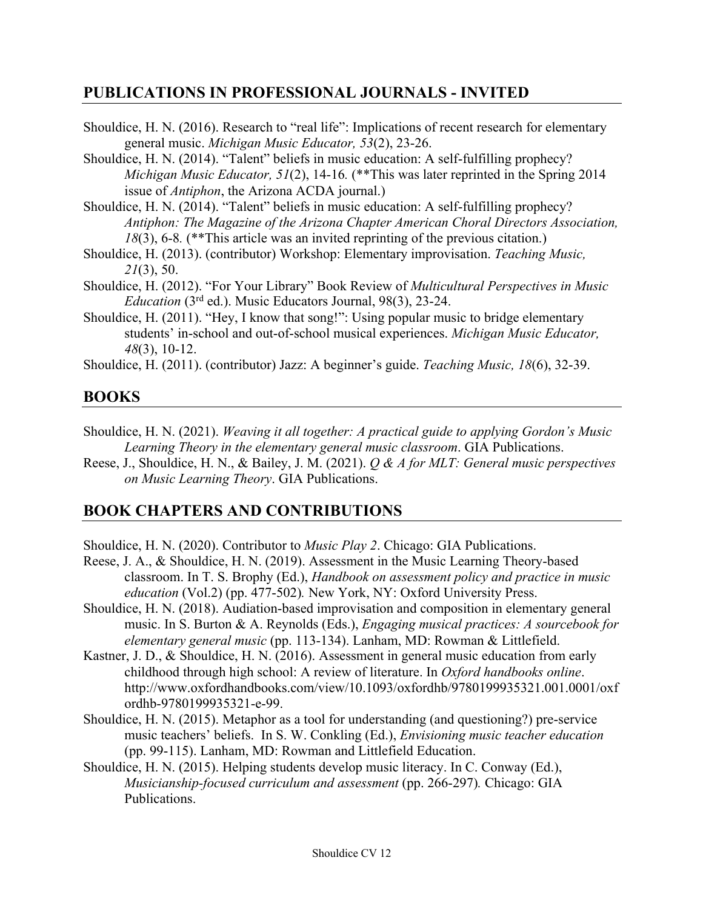## PUBLICATIONS IN PROFESSIONAL JOURNALS - INVITED

Shouldice, H. N. (2016). Research to "real life": Implications of recent research for elementary general music. *Michigan Music Educator, 53*(2), 23-26.

Shouldice, H. N. (2014). "Talent" beliefs in music education: A self-fulfilling prophecy? *Michigan Music Educator, 51*(2), 14-16. (**This was later reprinted in the Spring 2014 issue of *Antiphon*, the Arizona ACDA journal.)

Shouldice, H. N. (2014). "Talent" beliefs in music education: A self-fulfilling prophecy? *Antiphon: The Magazine of the Arizona Chapter American Choral Directors Association, 18*(3), 6-8. (**This article was an invited reprinting of the previous citation.)

Shouldice, H. (2013). (contributor) Workshop: Elementary improvisation. *Teaching Music, 21*(3), 50.

Shouldice, H. (2012). "For Your Library" Book Review of *Multicultural Perspectives in Music Education* (3rd ed.). Music Educators Journal, 98(3), 23-24.

Shouldice, H. (2011). "Hey, I know that song!": Using popular music to bridge elementary students' in-school and out-of-school musical experiences. *Michigan Music Educator, 48*(3), 10-12.

Shouldice, H. (2011). (contributor) Jazz: A beginner's guide. *Teaching Music, 18*(6), 32-39.

## BOOKS

Shouldice, H. N. (2021). *Weaving it all together: A practical guide to applying Gordon's Music Learning Theory in the elementary general music classroom*. GIA Publications.

Reese, J., Shouldice, H. N., & Bailey, J. M. (2021). *Q & A for MLT: General music perspectives on Music Learning Theory*. GIA Publications.

## BOOK CHAPTERS AND CONTRIBUTIONS

Shouldice, H. N. (2020). Contributor to *Music Play 2*. Chicago: GIA Publications.

Reese, J. A., & Shouldice, H. N. (2019). Assessment in the Music Learning Theory-based classroom. In T. S. Brophy (Ed.), *Handbook on assessment policy and practice in music education* (Vol.2) (pp. 477-502). New York, NY: Oxford University Press.

Shouldice, H. N. (2018). Audiation-based improvisation and composition in elementary general music. In S. Burton & A. Reynolds (Eds.), *Engaging musical practices: A sourcebook for elementary general music* (pp. 113-134). Lanham, MD: Rowman & Littlefield.

Kastner, J. D., & Shouldice, H. N. (2016). Assessment in general music education from early childhood through high school: A review of literature. In *Oxford handbooks online*. http://www.oxfordhandbooks.com/view/10.1093/oxfordhb/9780199935321.001.0001/oxfordhb-9780199935321-e-99.

Shouldice, H. N. (2015). Metaphor as a tool for understanding (and questioning?) pre-service music teachers' beliefs. In S. W. Conkling (Ed.), *Envisioning music teacher education* (pp. 99-115). Lanham, MD: Rowman and Littlefield Education.

Shouldice, H. N. (2015). Helping students develop music literacy. In C. Conway (Ed.), *Musicianship-focused curriculum and assessment* (pp. 266-297). Chicago: GIA Publications.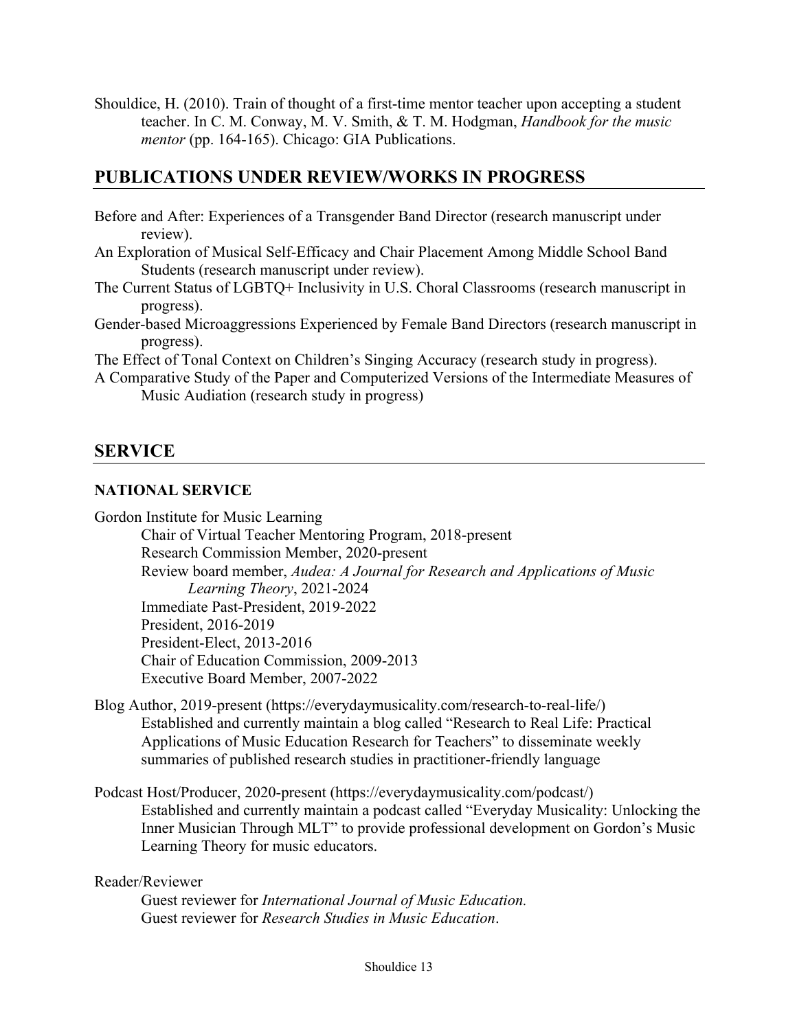Shouldice, H. (2010). Train of thought of a first-time mentor teacher upon accepting a student teacher. In C. M. Conway, M. V. Smith, & T. M. Hodgman, *Handbook for the music mentor* (pp. 164-165). Chicago: GIA Publications.

## PUBLICATIONS UNDER REVIEW/WORKS IN PROGRESS

Before and After: Experiences of a Transgender Band Director (research manuscript under review).

An Exploration of Musical Self-Efficacy and Chair Placement Among Middle School Band Students (research manuscript under review).

The Current Status of LGBTQ+ Inclusivity in U.S. Choral Classrooms (research manuscript in progress).

Gender-based Microaggressions Experienced by Female Band Directors (research manuscript in progress).

The Effect of Tonal Context on Children's Singing Accuracy (research study in progress).

A Comparative Study of the Paper and Computerized Versions of the Intermediate Measures of Music Audiation (research study in progress)

## SERVICE

### NATIONAL SERVICE

Gordon Institute for Music Learning

- Chair of Virtual Teacher Mentoring Program, 2018-present
- Research Commission Member, 2020-present
- Review board member, *Audea: A Journal for Research and Applications of Music Learning Theory*, 2021-2024
- Immediate Past-President, 2019-2022
- President, 2016-2019
- President-Elect, 2013-2016
- Chair of Education Commission, 2009-2013
- Executive Board Member, 2007-2022

Blog Author, 2019-present (https://everydaymusicality.com/research-to-real-life/)

Established and currently maintain a blog called "Research to Real Life: Practical Applications of Music Education Research for Teachers" to disseminate weekly summaries of published research studies in practitioner-friendly language

Podcast Host/Producer, 2020-present (https://everydaymusicality.com/podcast/)

Established and currently maintain a podcast called "Everyday Musicality: Unlocking the Inner Musician Through MLT" to provide professional development on Gordon's Music Learning Theory for music educators.

Reader/Reviewer

- Guest reviewer for *International Journal of Music Education.*
- Guest reviewer for *Research Studies in Music Education*.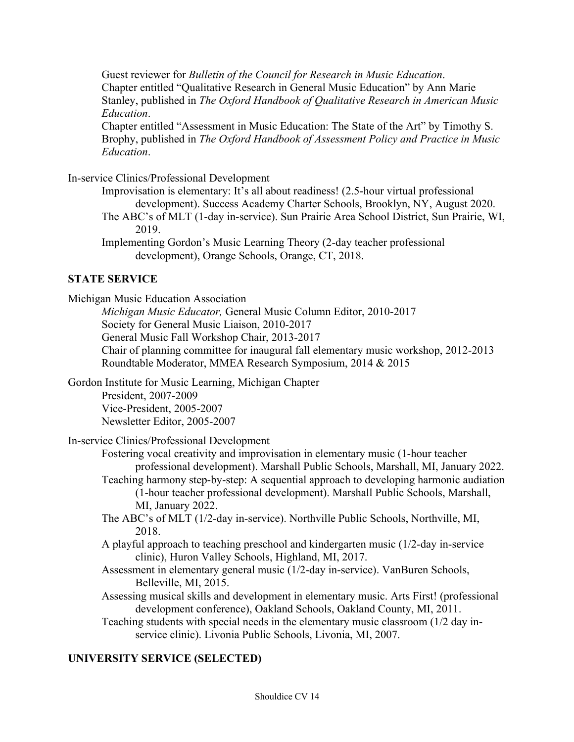Guest reviewer for *Bulletin of the Council for Research in Music Education*.

Chapter entitled "Qualitative Research in General Music Education" by Ann Marie Stanley, published in *The Oxford Handbook of Qualitative Research in American Music Education*.

Chapter entitled "Assessment in Music Education: The State of the Art" by Timothy S. Brophy, published in *The Oxford Handbook of Assessment Policy and Practice in Music Education*.

In-service Clinics/Professional Development

- Improvisation is elementary: It's all about readiness! (2.5-hour virtual professional development). Success Academy Charter Schools, Brooklyn, NY, August 2020.
- The ABC's of MLT (1-day in-service). Sun Prairie Area School District, Sun Prairie, WI, 2019.
- Implementing Gordon's Music Learning Theory (2-day teacher professional development), Orange Schools, Orange, CT, 2018.

## STATE SERVICE

Michigan Music Education Association

- *Michigan Music Educator,* General Music Column Editor, 2010-2017
- Society for General Music Liaison, 2010-2017
- General Music Fall Workshop Chair, 2013-2017
- Chair of planning committee for inaugural fall elementary music workshop, 2012-2013
- Roundtable Moderator, MMEA Research Symposium, 2014 & 2015

Gordon Institute for Music Learning, Michigan Chapter

- President, 2007-2009
- Vice-President, 2005-2007
- Newsletter Editor, 2005-2007

In-service Clinics/Professional Development

- Fostering vocal creativity and improvisation in elementary music (1-hour teacher professional development). Marshall Public Schools, Marshall, MI, January 2022.
- Teaching harmony step-by-step: A sequential approach to developing harmonic audiation (1-hour teacher professional development). Marshall Public Schools, Marshall, MI, January 2022.
- The ABC's of MLT (1/2-day in-service). Northville Public Schools, Northville, MI, 2018.
- A playful approach to teaching preschool and kindergarten music (1/2-day in-service clinic), Huron Valley Schools, Highland, MI, 2017.
- Assessment in elementary general music (1/2-day in-service). VanBuren Schools, Belleville, MI, 2015.
- Assessing musical skills and development in elementary music. Arts First! (professional development conference), Oakland Schools, Oakland County, MI, 2011.
- Teaching students with special needs in the elementary music classroom (1/2 day in-service clinic). Livonia Public Schools, Livonia, MI, 2007.

## UNIVERSITY SERVICE (SELECTED)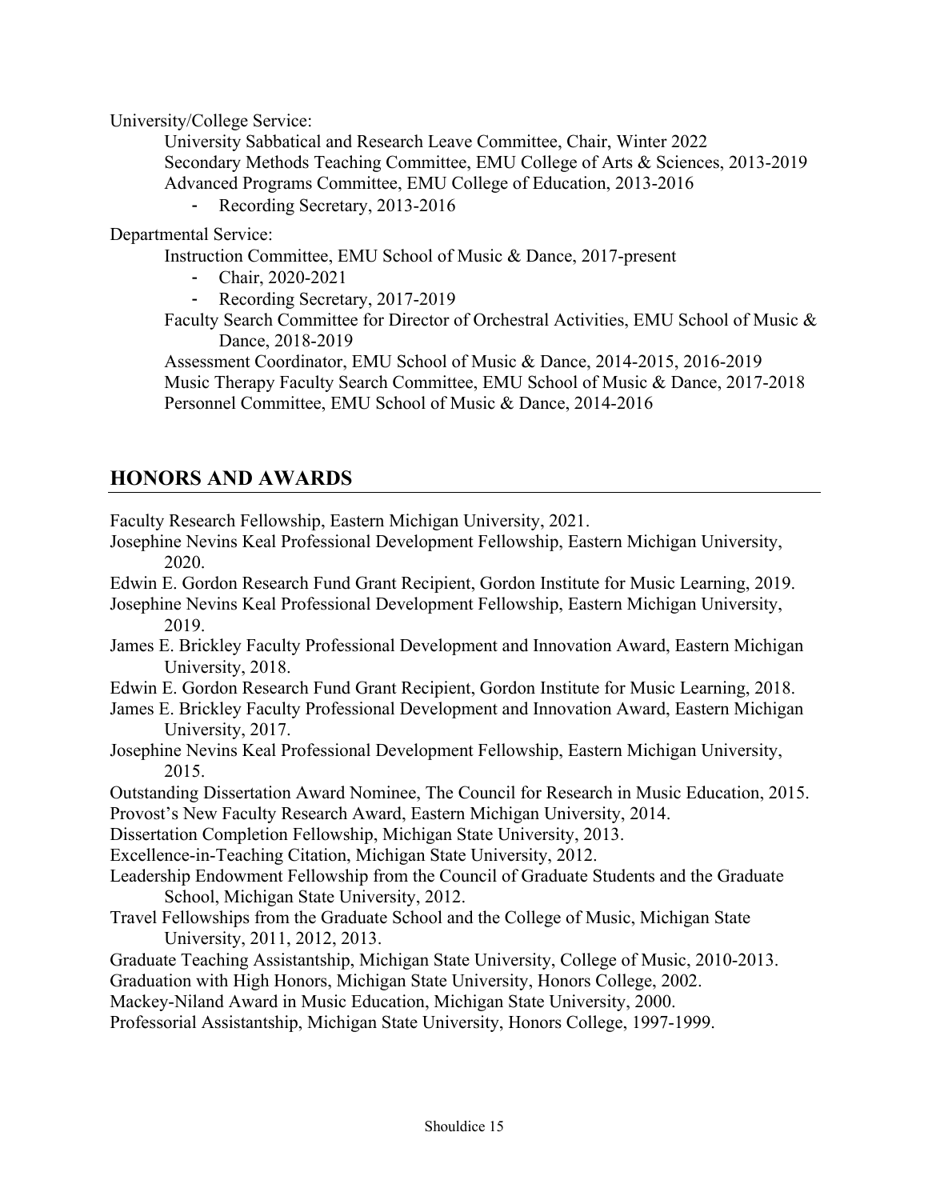University/College Service:

University Sabbatical and Research Leave Committee, Chair, Winter 2022
Secondary Methods Teaching Committee, EMU College of Arts & Sciences, 2013-2019
Advanced Programs Committee, EMU College of Education, 2013-2016

- Recording Secretary, 2013-2016

Departmental Service:

Instruction Committee, EMU School of Music & Dance, 2017-present

- Chair, 2020-2021
- Recording Secretary, 2017-2019

Faculty Search Committee for Director of Orchestral Activities, EMU School of Music & Dance, 2018-2019
Assessment Coordinator, EMU School of Music & Dance, 2014-2015, 2016-2019
Music Therapy Faculty Search Committee, EMU School of Music & Dance, 2017-2018
Personnel Committee, EMU School of Music & Dance, 2014-2016

## HONORS AND AWARDS

Faculty Research Fellowship, Eastern Michigan University, 2021.
Josephine Nevins Keal Professional Development Fellowship, Eastern Michigan University, 2020.
Edwin E. Gordon Research Fund Grant Recipient, Gordon Institute for Music Learning, 2019.
Josephine Nevins Keal Professional Development Fellowship, Eastern Michigan University, 2019.
James E. Brickley Faculty Professional Development and Innovation Award, Eastern Michigan University, 2018.
Edwin E. Gordon Research Fund Grant Recipient, Gordon Institute for Music Learning, 2018.
James E. Brickley Faculty Professional Development and Innovation Award, Eastern Michigan University, 2017.
Josephine Nevins Keal Professional Development Fellowship, Eastern Michigan University, 2015.
Outstanding Dissertation Award Nominee, The Council for Research in Music Education, 2015.
Provost's New Faculty Research Award, Eastern Michigan University, 2014.
Dissertation Completion Fellowship, Michigan State University, 2013.
Excellence-in-Teaching Citation, Michigan State University, 2012.
Leadership Endowment Fellowship from the Council of Graduate Students and the Graduate School, Michigan State University, 2012.
Travel Fellowships from the Graduate School and the College of Music, Michigan State University, 2011, 2012, 2013.
Graduate Teaching Assistantship, Michigan State University, College of Music, 2010-2013.
Graduation with High Honors, Michigan State University, Honors College, 2002.
Mackey-Niland Award in Music Education, Michigan State University, 2000.
Professorial Assistantship, Michigan State University, Honors College, 1997-1999.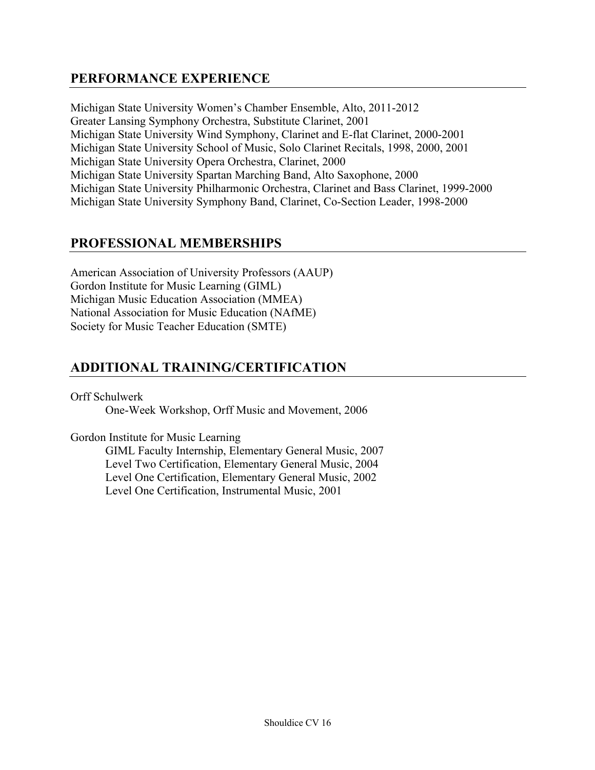## PERFORMANCE EXPERIENCE

Michigan State University Women's Chamber Ensemble, Alto, 2011-2012
Greater Lansing Symphony Orchestra, Substitute Clarinet, 2001
Michigan State University Wind Symphony, Clarinet and E-flat Clarinet, 2000-2001
Michigan State University School of Music, Solo Clarinet Recitals, 1998, 2000, 2001
Michigan State University Opera Orchestra, Clarinet, 2000
Michigan State University Spartan Marching Band, Alto Saxophone, 2000
Michigan State University Philharmonic Orchestra, Clarinet and Bass Clarinet, 1999-2000
Michigan State University Symphony Band, Clarinet, Co-Section Leader, 1998-2000

## PROFESSIONAL MEMBERSHIPS

American Association of University Professors (AAUP)
Gordon Institute for Music Learning (GIML)
Michigan Music Education Association (MMEA)
National Association for Music Education (NAfME)
Society for Music Teacher Education (SMTE)

## ADDITIONAL TRAINING/CERTIFICATION

Orff Schulwerk
- One-Week Workshop, Orff Music and Movement, 2006

Gordon Institute for Music Learning
- GIML Faculty Internship, Elementary General Music, 2007
- Level Two Certification, Elementary General Music, 2004
- Level One Certification, Elementary General Music, 2002
- Level One Certification, Instrumental Music, 2001